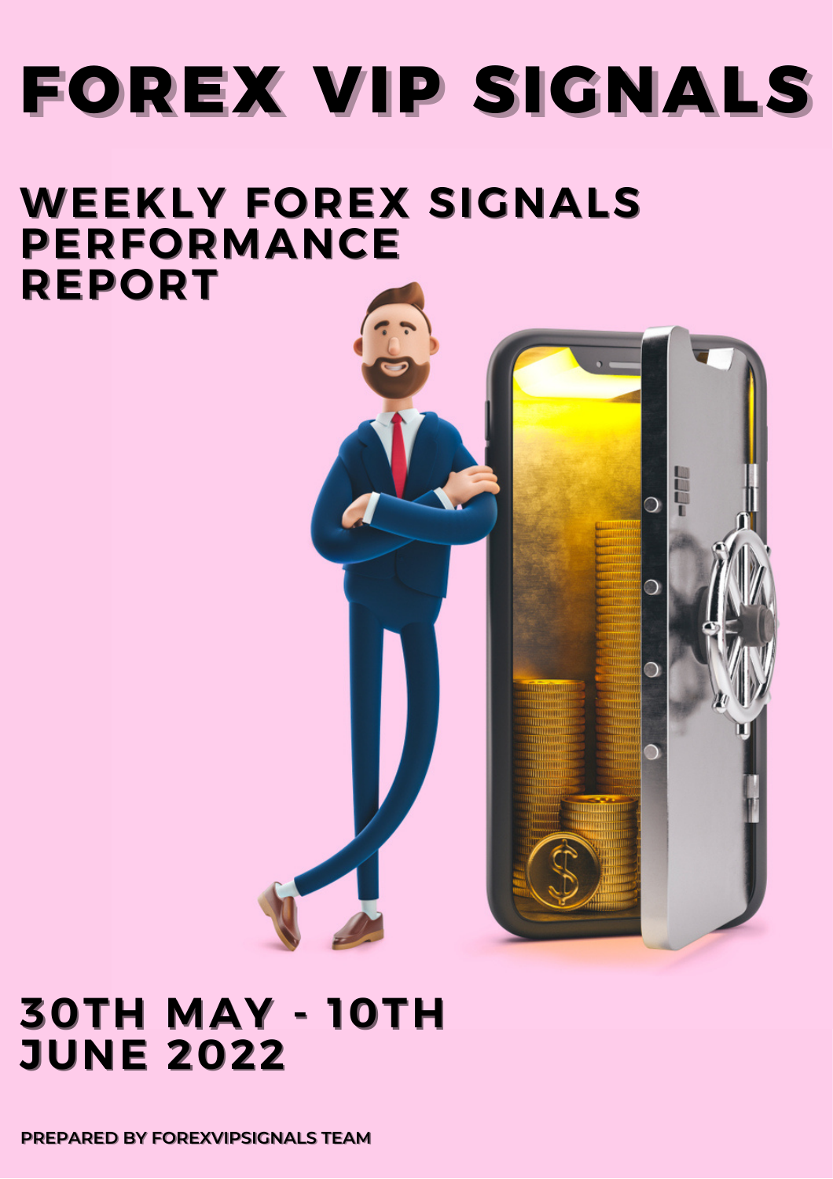# FOREX VIP SIGNALS

## WEEKLY FOREX SIGNALS PERFORMANCE REPORT

## 30TH MAY - 10TH JUNE 2022

**PREPARED BY FOREXVIPSIGNALS TEAM**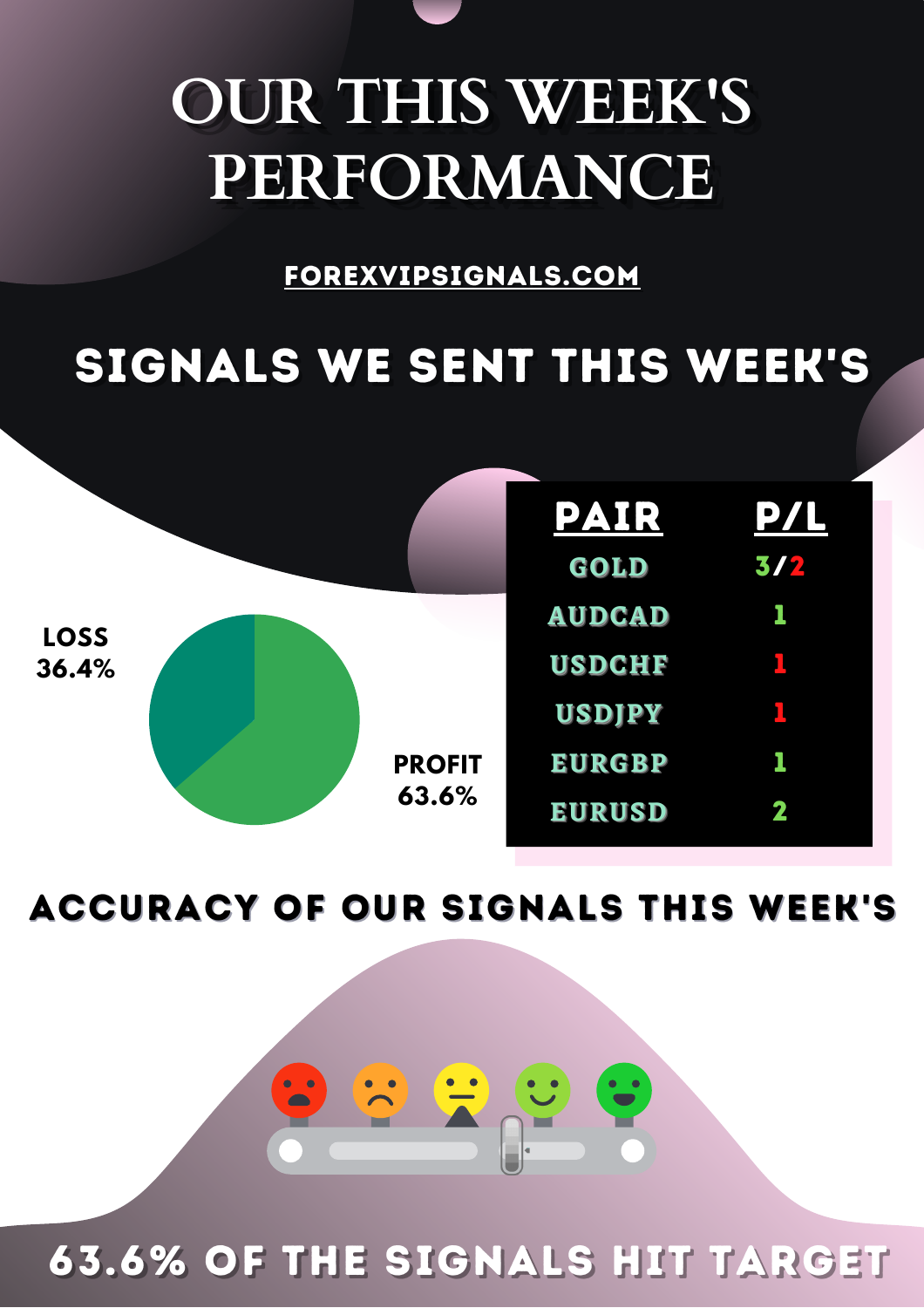# OUR THIS WEEK'S PERFORMANCE

FOREXVIPSIGNALS.COM

## SIGNALS WE SENT THIS WEEK'S

LOSS
36.4%

PROFIT
63.6%

| PAIR | P/L |
|---|---|
| GOLD | 3/2 |
| AUDCAD | 1 |
| USDCHF | 1 |
| USDJPY | 1 |
| EURGBP | 1 |
| EURUSD | 2 |

## ACCURACY OF OUR SIGNALS THIS WEEK'S

63.6% OF THE SIGNALS HIT TARGET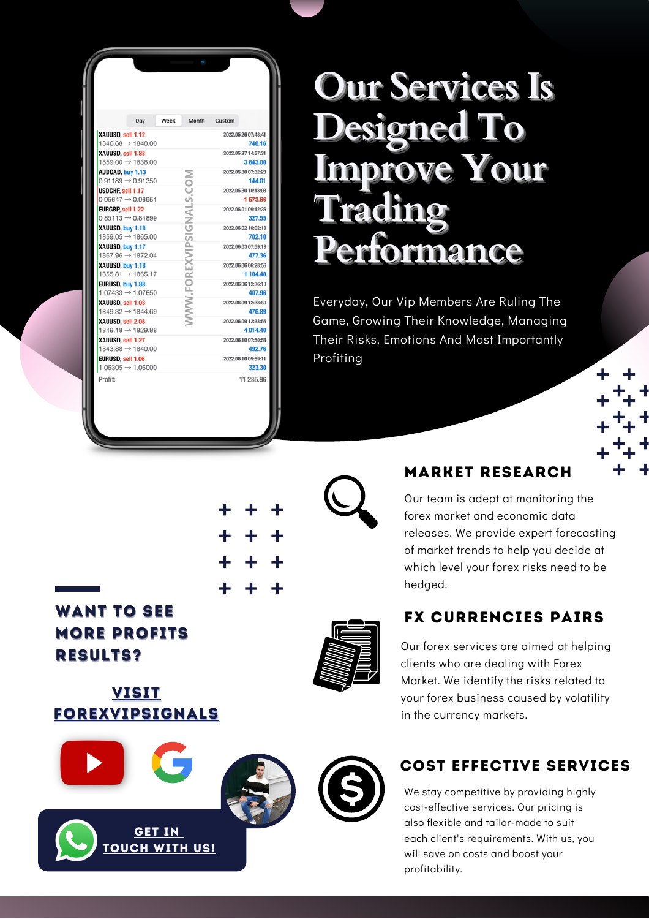# Our Services Is Designed To Improve Your Trading Performance

Everyday, Our Vip Members Are Ruling The Game, Growing Their Knowledge, Managing Their Risks, Emotions And Most Importantly Profiting

| Day | Week | Month | Custom |
|---|---|---|---|

| | |
|---|---|
| XAUUSD, sell 1.12 | 2022.05.26 07:43:41 |
| 1846.68 → 1840.00 | 748.16 |
| XAUUSD, sell 1.83 | 2022.05.27 14:57:31 |
| 1859.00 → 1838.00 | 3 843.00 |
| AUDCAD, buy 1.13 | 2022.05.30 07:32:23 |
| 0.91189 → 0.91350 | 144.01 |
| USDCHF, sell 1.17 | 2022.05.30 10:18:03 |
| 0.95647 → 0.96951 | -1 573.66 |
| EURGBP, sell 1.22 | 2022.06.01 09:12:36 |
| 0.85113 → 0.84899 | 327.55 |
| XAUUSD, buy 1.18 | 2022.06.02 16:02:13 |
| 1859.05 → 1865.00 | 702.10 |
| XAUUSD, buy 1.17 | 2022.06.03 07:59:19 |
| 1867.96 → 1872.04 | 477.36 |
| XAUUSD, buy 1.18 | 2022.06.06 06:28:56 |
| 1855.81 → 1865.17 | 1 104.48 |
| EURUSD, buy 1.88 | 2022.06.06 12:36:10 |
| 1.07433 → 1.07650 | 407.96 |
| XAUUSD, sell 1.03 | 2022.06.09 12:38:50 |
| 1849.32 → 1844.69 | 476.89 |
| XAUUSD, sell 2.08 | 2022.06.09 12:38:56 |
| 1849.18 → 1829.88 | 4 014.40 |
| XAUUSD, sell 1.27 | 2022.06.10 07:50:54 |
| 1843.88 → 1840.00 | 492.76 |
| EURUSD, sell 1.06 | 2022.06.10 09:59:11 |
| 1.06305 → 1.06000 | 323.30 |
| Profit: | 11 285.96 |

WWW.FOREXVIPSIGNALS.COM

## MARKET RESEARCH

Our team is adept at monitoring the forex market and economic data releases. We provide expert forecasting of market trends to help you decide at which level your forex risks need to be hedged.

## FX CURRENCIES PAIRS

Our forex services are aimed at helping clients who are dealing with Forex Market. We identify the risks related to your forex business caused by volatility in the currency markets.

## COST EFFECTIVE SERVICES

We stay competitive by providing highly cost-effective services. Our pricing is also flexible and tailor-made to suit each client's requirements. With us, you will save on costs and boost your profitability.

## WANT TO SEE MORE PROFITS RESULTS?

VISIT FOREXVIPSIGNALS

GET IN TOUCH WITH US!